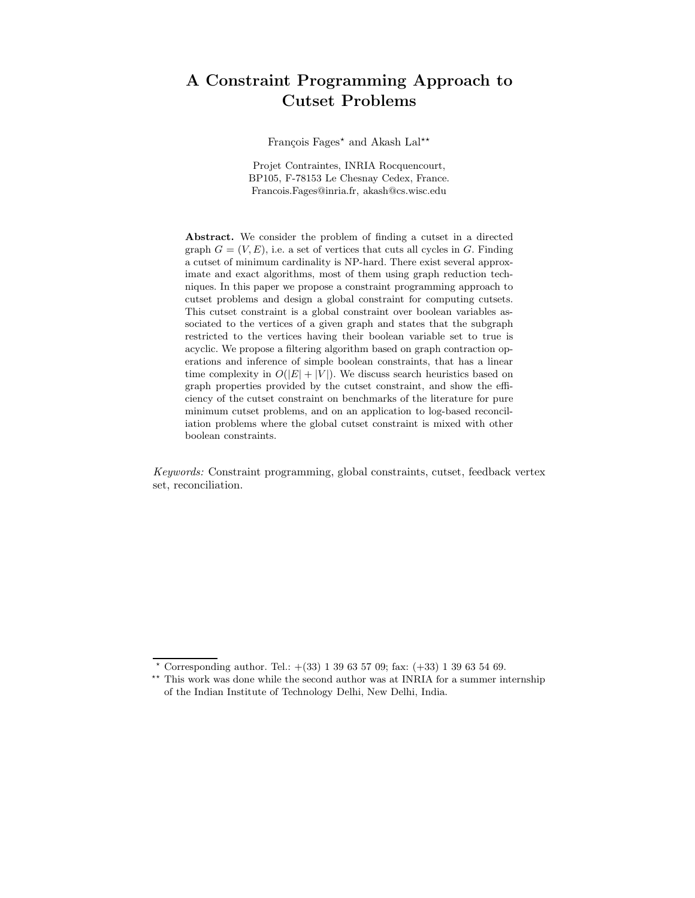# A Constraint Programming Approach to Cutset Problems

François Fages[*] and Akash Lal[**]

Projet Contraintes, INRIA Rocquencourt,
BP105, F-78153 Le Chesnay Cedex, France.
Francois.Fages@inria.fr, akash@cs.wisc.edu

**Abstract.** We consider the problem of finding a cutset in a directed graph $G = (V, E)$, i.e. a set of vertices that cuts all cycles in $G$. Finding a cutset of minimum cardinality is NP-hard. There exist several approximate and exact algorithms, most of them using graph reduction techniques. In this paper we propose a constraint programming approach to cutset problems and design a global constraint for computing cutsets. This cutset constraint is a global constraint over boolean variables associated to the vertices of a given graph and states that the subgraph restricted to the vertices having their boolean variable set to true is acyclic. We propose a filtering algorithm based on graph contraction operations and inference of simple boolean constraints, that has a linear time complexity in $O(|E| + |V|)$. We discuss search heuristics based on graph properties provided by the cutset constraint, and show the efficiency of the cutset constraint on benchmarks of the literature for pure minimum cutset problems, and on an application to log-based reconciliation problems where the global cutset constraint is mixed with other boolean constraints.

*Keywords:* Constraint programming, global constraints, cutset, feedback vertex set, reconciliation.

---

[*] Corresponding author. Tel.: +(33) 1 39 63 57 09; fax: (+33) 1 39 63 54 69.

[**] This work was done while the second author was at INRIA for a summer internship of the Indian Institute of Technology Delhi, New Delhi, India.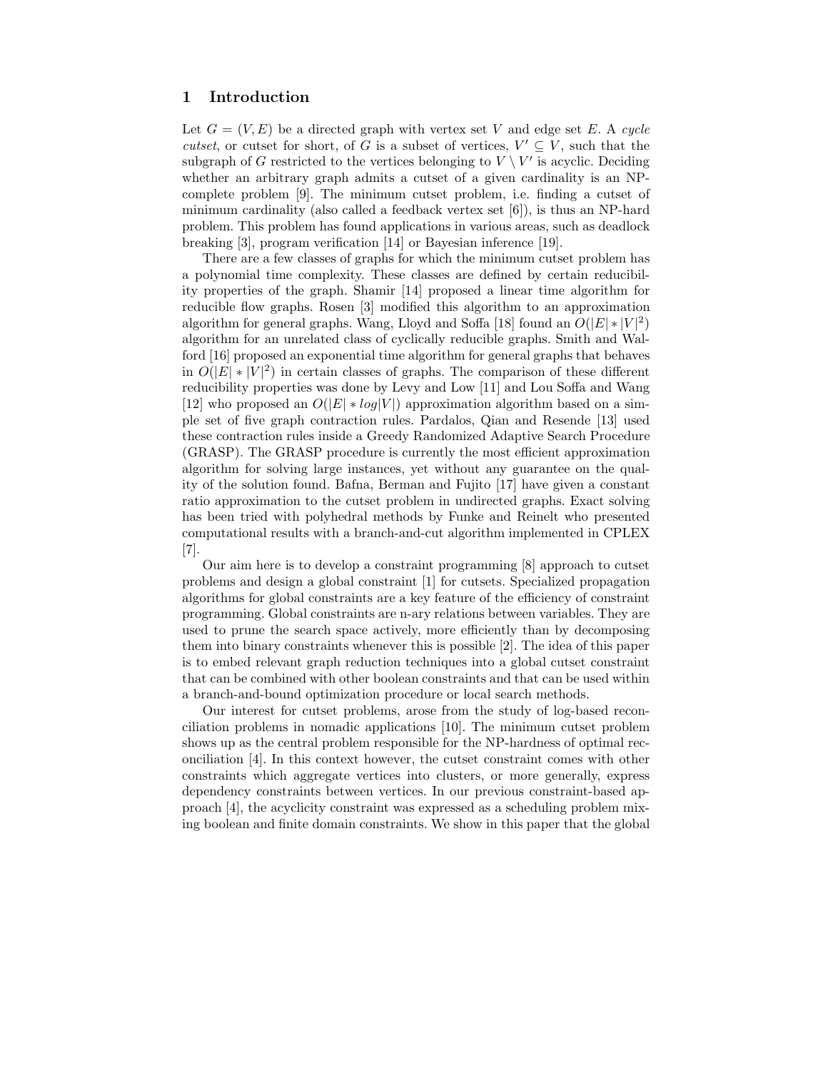## 1 Introduction

Let $G = (V, E)$ be a directed graph with vertex set $V$ and edge set $E$. A *cycle cutset*, or cutset for short, of $G$ is a subset of vertices, $V' \subseteq V$, such that the subgraph of $G$ restricted to the vertices belonging to $V \setminus V'$ is acyclic. Deciding whether an arbitrary graph admits a cutset of a given cardinality is an NP-complete problem [9]. The minimum cutset problem, i.e. finding a cutset of minimum cardinality (also called a feedback vertex set [6]), is thus an NP-hard problem. This problem has found applications in various areas, such as deadlock breaking [3], program verification [14] or Bayesian inference [19].

There are a few classes of graphs for which the minimum cutset problem has a polynomial time complexity. These classes are defined by certain reducibility properties of the graph. Shamir [14] proposed a linear time algorithm for reducible flow graphs. Rosen [3] modified this algorithm to an approximation algorithm for general graphs. Wang, Lloyd and Soffa [18] found an $O(|E| * |V|^2)$ algorithm for an unrelated class of cyclically reducible graphs. Smith and Walford [16] proposed an exponential time algorithm for general graphs that behaves in $O(|E| * |V|^2)$ in certain classes of graphs. The comparison of these different reducibility properties was done by Levy and Low [11] and Lou Soffa and Wang [12] who proposed an $O(|E| * log|V|)$ approximation algorithm based on a simple set of five graph contraction rules. Pardalos, Qian and Resende [13] used these contraction rules inside a Greedy Randomized Adaptive Search Procedure (GRASP). The GRASP procedure is currently the most efficient approximation algorithm for solving large instances, yet without any guarantee on the quality of the solution found. Bafna, Berman and Fujito [17] have given a constant ratio approximation to the cutset problem in undirected graphs. Exact solving has been tried with polyhedral methods by Funke and Reinelt who presented computational results with a branch-and-cut algorithm implemented in CPLEX [7].

Our aim here is to develop a constraint programming [8] approach to cutset problems and design a global constraint [1] for cutsets. Specialized propagation algorithms for global constraints are a key feature of the efficiency of constraint programming. Global constraints are n-ary relations between variables. They are used to prune the search space actively, more efficiently than by decomposing them into binary constraints whenever this is possible [2]. The idea of this paper is to embed relevant graph reduction techniques into a global cutset constraint that can be combined with other boolean constraints and that can be used within a branch-and-bound optimization procedure or local search methods.

Our interest for cutset problems, arose from the study of log-based reconciliation problems in nomadic applications [10]. The minimum cutset problem shows up as the central problem responsible for the NP-hardness of optimal reconciliation [4]. In this context however, the cutset constraint comes with other constraints which aggregate vertices into clusters, or more generally, express dependency constraints between vertices. In our previous constraint-based approach [4], the acyclicity constraint was expressed as a scheduling problem mixing boolean and finite domain constraints. We show in this paper that the global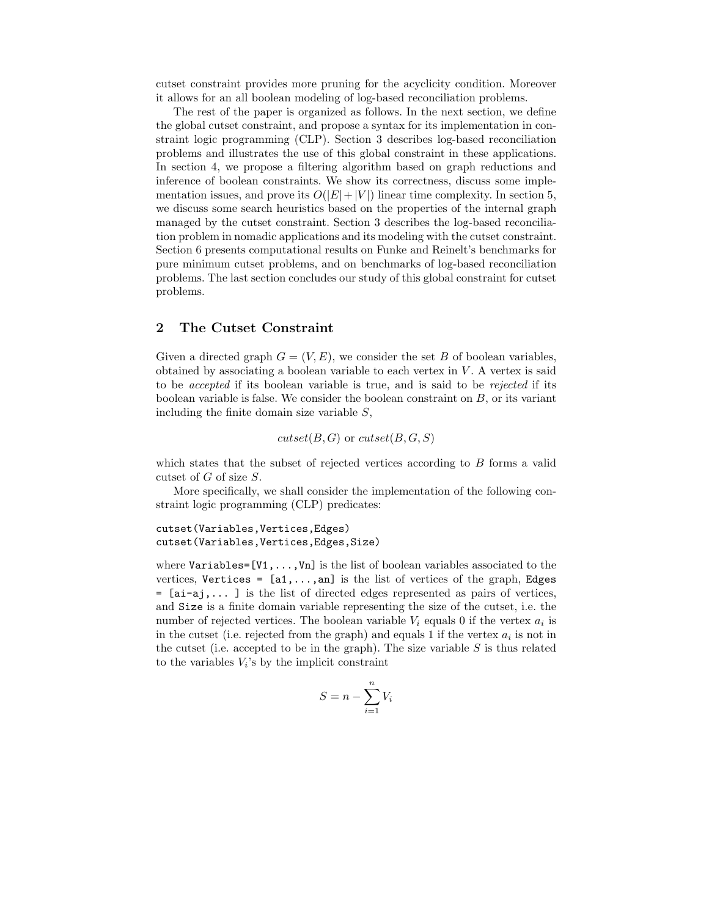cutset constraint provides more pruning for the acyclicity condition. Moreover it allows for an all boolean modeling of log-based reconciliation problems.

The rest of the paper is organized as follows. In the next section, we define the global cutset constraint, and propose a syntax for its implementation in constraint logic programming (CLP). Section 3 describes log-based reconciliation problems and illustrates the use of this global constraint in these applications. In section 4, we propose a filtering algorithm based on graph reductions and inference of boolean constraints. We show its correctness, discuss some implementation issues, and prove its $O(|E|+|V|)$ linear time complexity. In section 5, we discuss some search heuristics based on the properties of the internal graph managed by the cutset constraint. Section 3 describes the log-based reconciliation problem in nomadic applications and its modeling with the cutset constraint. Section 6 presents computational results on Funke and Reinelt's benchmarks for pure minimum cutset problems, and on benchmarks of log-based reconciliation problems. The last section concludes our study of this global constraint for cutset problems.

## 2 The Cutset Constraint

Given a directed graph $G = (V, E)$, we consider the set $B$ of boolean variables, obtained by associating a boolean variable to each vertex in $V$. A vertex is said to be *accepted* if its boolean variable is true, and is said to be *rejected* if its boolean variable is false. We consider the boolean constraint on $B$, or its variant including the finite domain size variable $S$,

$$cutset(B, G) \text{ or } cutset(B, G, S)$$

which states that the subset of rejected vertices according to $B$ forms a valid cutset of $G$ of size $S$.

More specifically, we shall consider the implementation of the following constraint logic programming (CLP) predicates:

```
cutset(Variables,Vertices,Edges)
cutset(Variables,Vertices,Edges,Size)
```

where `Variables=[V1,...,Vn]` is the list of boolean variables associated to the vertices, `Vertices = [a1,...,an]` is the list of vertices of the graph, `Edges = [ai-aj,... ]` is the list of directed edges represented as pairs of vertices, and `Size` is a finite domain variable representing the size of the cutset, i.e. the number of rejected vertices. The boolean variable $V_i$ equals 0 if the vertex $a_i$ is in the cutset (i.e. rejected from the graph) and equals 1 if the vertex $a_i$ is not in the cutset (i.e. accepted to be in the graph). The size variable $S$ is thus related to the variables $V_i$'s by the implicit constraint

$$S = n - \sum_{i=1}^{n} V_i$$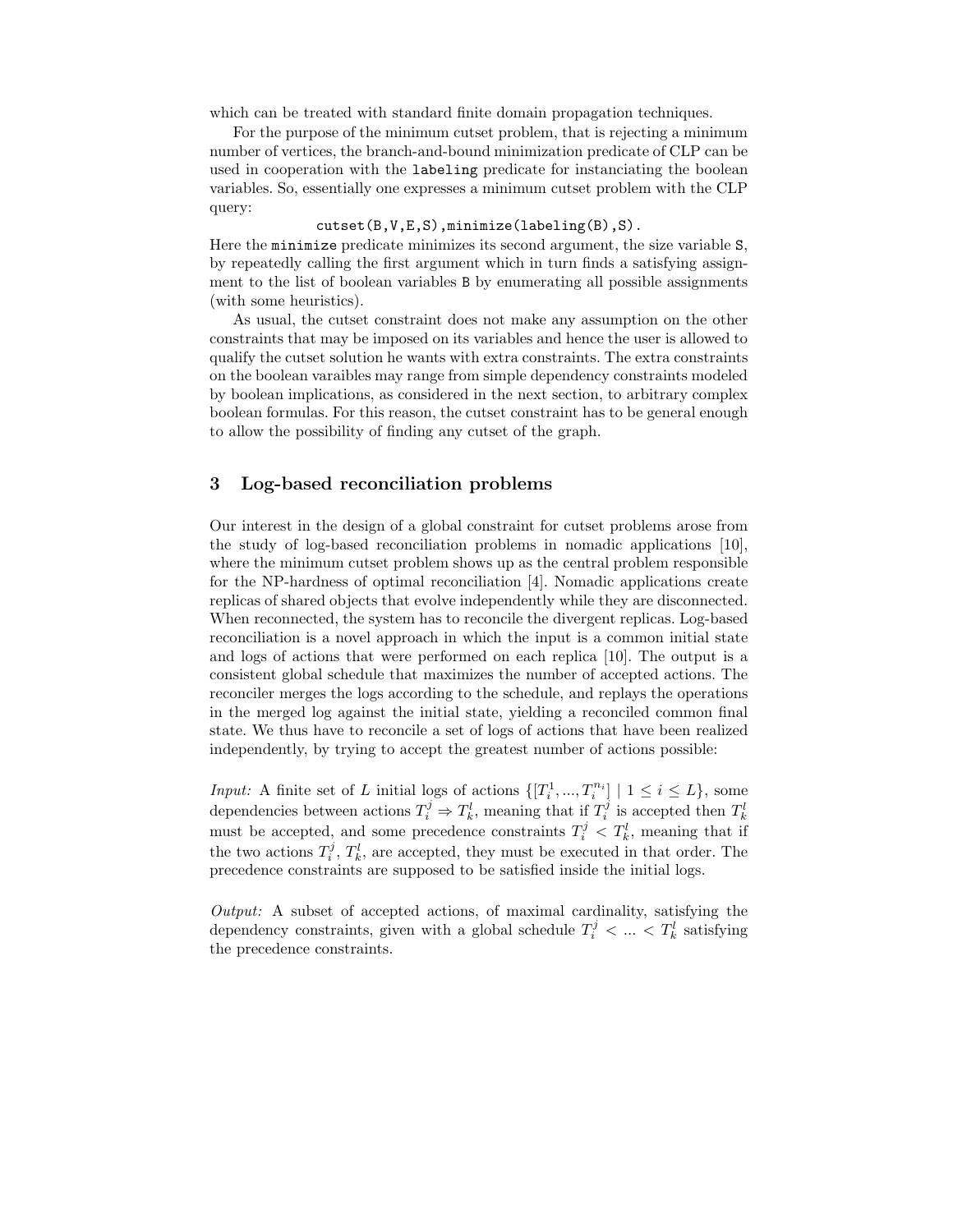which can be treated with standard finite domain propagation techniques.

For the purpose of the minimum cutset problem, that is rejecting a minimum number of vertices, the branch-and-bound minimization predicate of CLP can be used in cooperation with the `labeling` predicate for instanciating the boolean variables. So, essentially one expresses a minimum cutset problem with the CLP query:

```
cutset(B,V,E,S),minimize(labeling(B),S).
```

Here the `minimize` predicate minimizes its second argument, the size variable `S`, by repeatedly calling the first argument which in turn finds a satisfying assignment to the list of boolean variables `B` by enumerating all possible assignments (with some heuristics).

As usual, the cutset constraint does not make any assumption on the other constraints that may be imposed on its variables and hence the user is allowed to qualify the cutset solution he wants with extra constraints. The extra constraints on the boolean varaibles may range from simple dependency constraints modeled by boolean implications, as considered in the next section, to arbitrary complex boolean formulas. For this reason, the cutset constraint has to be general enough to allow the possibility of finding any cutset of the graph.

## 3 Log-based reconciliation problems

Our interest in the design of a global constraint for cutset problems arose from the study of log-based reconciliation problems in nomadic applications [10], where the minimum cutset problem shows up as the central problem responsible for the NP-hardness of optimal reconciliation [4]. Nomadic applications create replicas of shared objects that evolve independently while they are disconnected. When reconnected, the system has to reconcile the divergent replicas. Log-based reconciliation is a novel approach in which the input is a common initial state and logs of actions that were performed on each replica [10]. The output is a consistent global schedule that maximizes the number of accepted actions. The reconciler merges the logs according to the schedule, and replays the operations in the merged log against the initial state, yielding a reconciled common final state. We thus have to reconcile a set of logs of actions that have been realized independently, by trying to accept the greatest number of actions possible:

*Input:* A finite set of $L$ initial logs of actions $\{[T_i^1, ..., T_i^{n_i}] \mid 1 \leq i \leq L\}$, some dependencies between actions $T_i^j \Rightarrow T_k^l$, meaning that if $T_i^j$ is accepted then $T_k^l$ must be accepted, and some precedence constraints $T_i^j < T_k^l$, meaning that if the two actions $T_i^j$, $T_k^l$, are accepted, they must be executed in that order. The precedence constraints are supposed to be satisfied inside the initial logs.

*Output:* A subset of accepted actions, of maximal cardinality, satisfying the dependency constraints, given with a global schedule $T_i^j < ... < T_k^l$ satisfying the precedence constraints.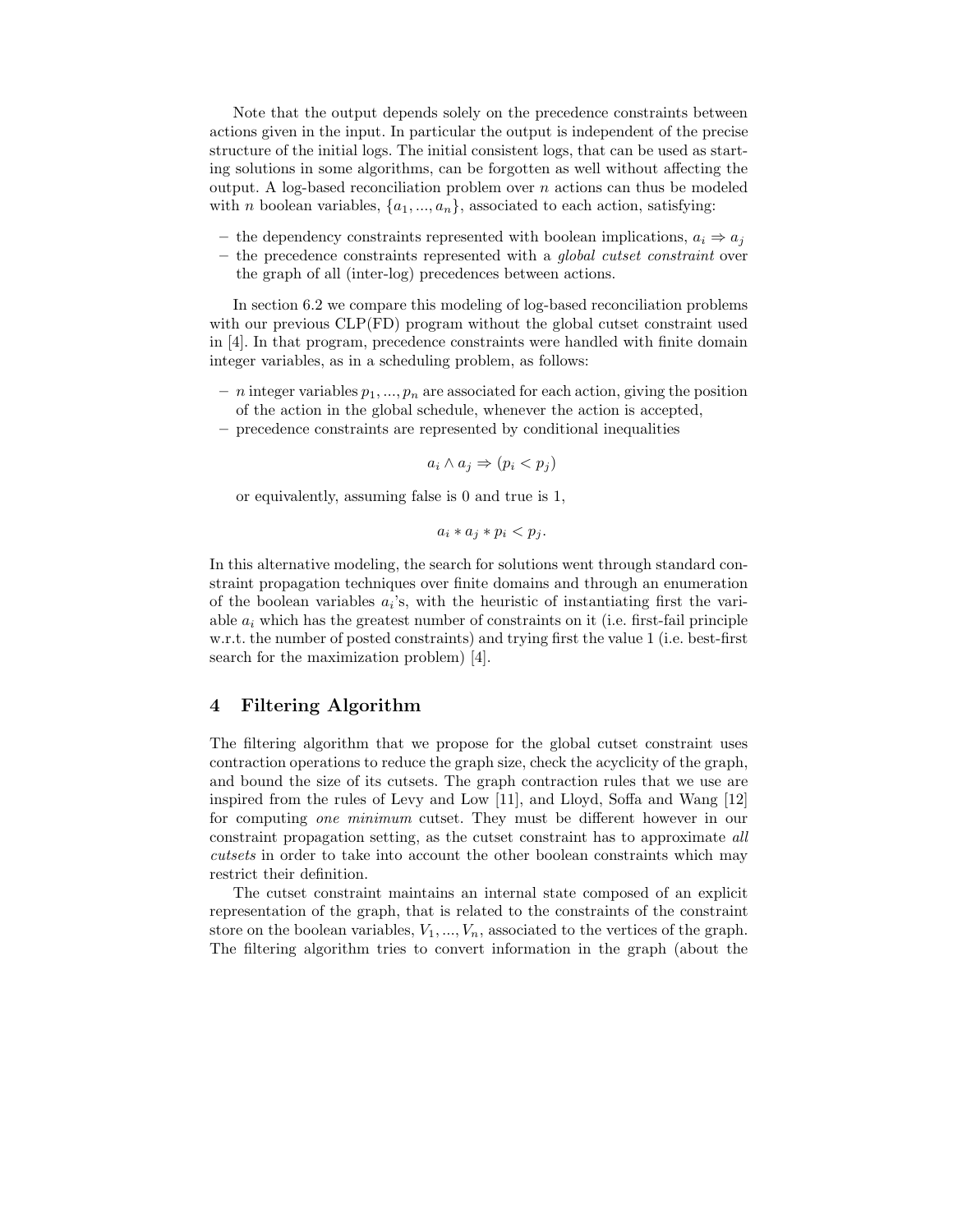Note that the output depends solely on the precedence constraints between actions given in the input. In particular the output is independent of the precise structure of the initial logs. The initial consistent logs, that can be used as starting solutions in some algorithms, can be forgotten as well without affecting the output. A log-based reconciliation problem over $n$ actions can thus be modeled with $n$ boolean variables, $\{a_1, ..., a_n\}$, associated to each action, satisfying:

- the dependency constraints represented with boolean implications, $a_i \Rightarrow a_j$
- the precedence constraints represented with a *global cutset constraint* over the graph of all (inter-log) precedences between actions.

In section 6.2 we compare this modeling of log-based reconciliation problems with our previous CLP(FD) program without the global cutset constraint used in [4]. In that program, precedence constraints were handled with finite domain integer variables, as in a scheduling problem, as follows:

- $n$ integer variables $p_1, ..., p_n$ are associated for each action, giving the position of the action in the global schedule, whenever the action is accepted,
- precedence constraints are represented by conditional inequalities

$$a_i \wedge a_j \Rightarrow (p_i < p_j)$$

  or equivalently, assuming false is 0 and true is 1,

$$a_i * a_j * p_i < p_j.$$

In this alternative modeling, the search for solutions went through standard constraint propagation techniques over finite domains and through an enumeration of the boolean variables $a_i$'s, with the heuristic of instantiating first the variable $a_i$ which has the greatest number of constraints on it (i.e. first-fail principle w.r.t. the number of posted constraints) and trying first the value 1 (i.e. best-first search for the maximization problem) [4].

## 4 Filtering Algorithm

The filtering algorithm that we propose for the global cutset constraint uses contraction operations to reduce the graph size, check the acyclicity of the graph, and bound the size of its cutsets. The graph contraction rules that we use are inspired from the rules of Levy and Low [11], and Lloyd, Soffa and Wang [12] for computing *one minimum* cutset. They must be different however in our constraint propagation setting, as the cutset constraint has to approximate *all cutsets* in order to take into account the other boolean constraints which may restrict their definition.

The cutset constraint maintains an internal state composed of an explicit representation of the graph, that is related to the constraints of the constraint store on the boolean variables, $V_1, ..., V_n$, associated to the vertices of the graph. The filtering algorithm tries to convert information in the graph (about the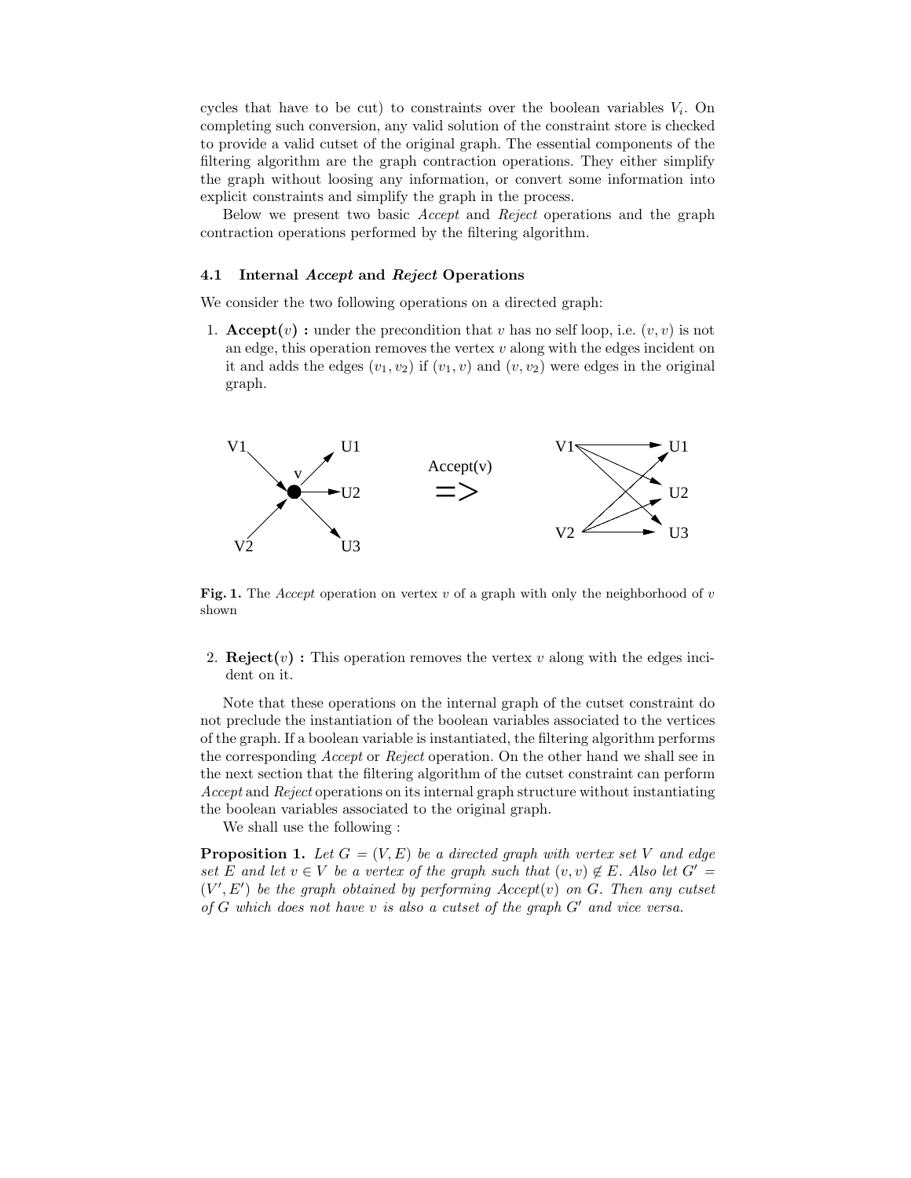cycles that have to be cut) to constraints over the boolean variables $V_i$. On completing such conversion, any valid solution of the constraint store is checked to provide a valid cutset of the original graph. The essential components of the filtering algorithm are the graph contraction operations. They either simplify the graph without loosing any information, or convert some information into explicit constraints and simplify the graph in the process.

Below we present two basic *Accept* and *Reject* operations and the graph contraction operations performed by the filtering algorithm.

### 4.1 Internal *Accept* and *Reject* Operations

We consider the two following operations on a directed graph:

1. **Accept($v$) :** under the precondition that $v$ has no self loop, i.e. $(v, v)$ is not an edge, this operation removes the vertex $v$ along with the edges incident on it and adds the edges $(v_1, v_2)$ if $(v_1, v)$ and $(v, v_2)$ were edges in the original graph.

**Fig. 1.** The *Accept* operation on vertex $v$ of a graph with only the neighborhood of $v$ shown

2. **Reject($v$) :** This operation removes the vertex $v$ along with the edges incident on it.

Note that these operations on the internal graph of the cutset constraint do not preclude the instantiation of the boolean variables associated to the vertices of the graph. If a boolean variable is instantiated, the filtering algorithm performs the corresponding *Accept* or *Reject* operation. On the other hand we shall see in the next section that the filtering algorithm of the cutset constraint can perform *Accept* and *Reject* operations on its internal graph structure without instantiating the boolean variables associated to the original graph.

We shall use the following :

**Proposition 1.** *Let $G = (V, E)$ be a directed graph with vertex set $V$ and edge set $E$ and let $v \in V$ be a vertex of the graph such that $(v, v) \notin E$. Also let $G' = (V', E')$ be the graph obtained by performing Accept($v$) on $G$. Then any cutset of $G$ which does not have $v$ is also a cutset of the graph $G'$ and vice versa.*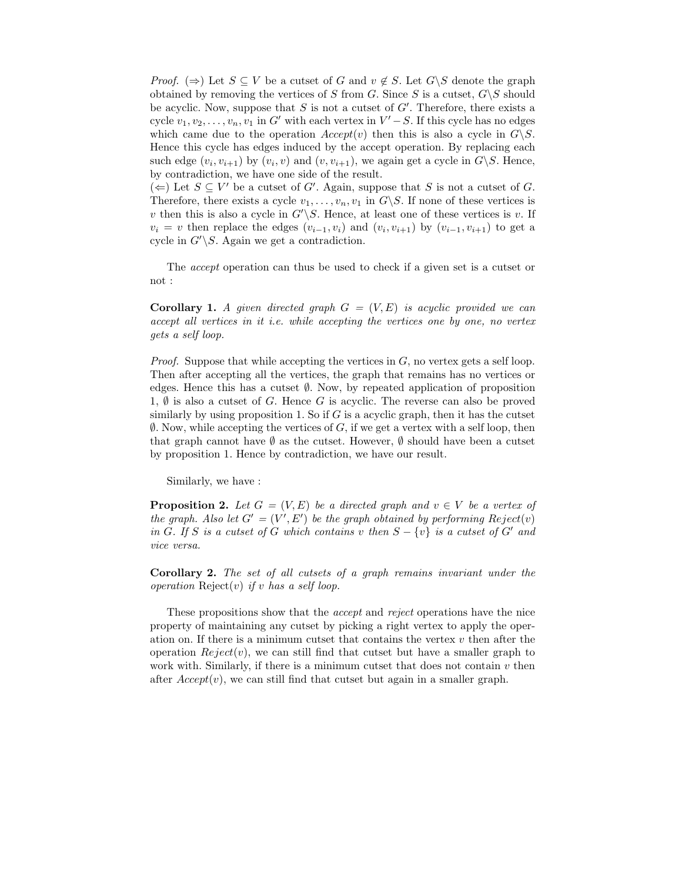*Proof.* ($\Rightarrow$) Let $S \subseteq V$ be a cutset of $G$ and $v \notin S$. Let $G \backslash S$ denote the graph obtained by removing the vertices of $S$ from $G$. Since $S$ is a cutset, $G \backslash S$ should be acyclic. Now, suppose that $S$ is not a cutset of $G'$. Therefore, there exists a cycle $v_1, v_2, \ldots, v_n, v_1$ in $G'$ with each vertex in $V' - S$. If this cycle has no edges which came due to the operation *Accept*$(v)$ then this is also a cycle in $G \backslash S$. Hence this cycle has edges induced by the accept operation. By replacing each such edge $(v_i, v_{i+1})$ by $(v_i, v)$ and $(v, v_{i+1})$, we again get a cycle in $G \backslash S$. Hence, by contradiction, we have one side of the result.
($\Leftarrow$) Let $S \subseteq V'$ be a cutset of $G'$. Again, suppose that $S$ is not a cutset of $G$. Therefore, there exists a cycle $v_1, \ldots, v_n, v_1$ in $G \backslash S$. If none of these vertices is $v$ then this is also a cycle in $G' \backslash S$. Hence, at least one of these vertices is $v$. If $v_i = v$ then replace the edges $(v_{i-1}, v_i)$ and $(v_i, v_{i+1})$ by $(v_{i-1}, v_{i+1})$ to get a cycle in $G' \backslash S$. Again we get a contradiction.

The *accept* operation can thus be used to check if a given set is a cutset or not :

**Corollary 1.** *A given directed graph $G = (V, E)$ is acyclic provided we can accept all vertices in it i.e. while accepting the vertices one by one, no vertex gets a self loop.*

*Proof.* Suppose that while accepting the vertices in $G$, no vertex gets a self loop. Then after accepting all the vertices, the graph that remains has no vertices or edges. Hence this has a cutset $\emptyset$. Now, by repeated application of proposition 1, $\emptyset$ is also a cutset of $G$. Hence $G$ is acyclic. The reverse can also be proved similarly by using proposition 1. So if $G$ is a acyclic graph, then it has the cutset $\emptyset$. Now, while accepting the vertices of $G$, if we get a vertex with a self loop, then that graph cannot have $\emptyset$ as the cutset. However, $\emptyset$ should have been a cutset by proposition 1. Hence by contradiction, we have our result.

Similarly, we have :

**Proposition 2.** *Let $G = (V, E)$ be a directed graph and $v \in V$ be a vertex of the graph. Also let $G' = (V', E')$ be the graph obtained by performing Reject$(v)$ in $G$. If $S$ is a cutset of $G$ which contains $v$ then $S - \{v\}$ is a cutset of $G'$ and vice versa.*

**Corollary 2.** *The set of all cutsets of a graph remains invariant under the operation* Reject$(v)$ *if $v$ has a self loop.*

These propositions show that the *accept* and *reject* operations have the nice property of maintaining any cutset by picking a right vertex to apply the operation on. If there is a minimum cutset that contains the vertex $v$ then after the operation *Reject*$(v)$, we can still find that cutset but have a smaller graph to work with. Similarly, if there is a minimum cutset that does not contain $v$ then after *Accept*$(v)$, we can still find that cutset but again in a smaller graph.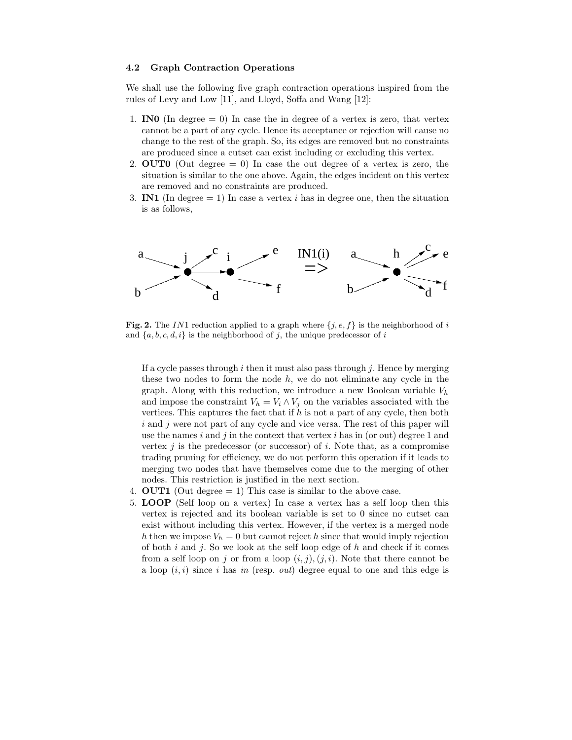### 4.2 Graph Contraction Operations

We shall use the following five graph contraction operations inspired from the rules of Levy and Low [11], and Lloyd, Soffa and Wang [12]:

1. **IN0** (In degree = 0) In case the in degree of a vertex is zero, that vertex cannot be a part of any cycle. Hence its acceptance or rejection will cause no change to the rest of the graph. So, its edges are removed but no constraints are produced since a cutset can exist including or excluding this vertex.
2. **OUT0** (Out degree = 0) In case the out degree of a vertex is zero, the situation is similar to the one above. Again, the edges incident on this vertex are removed and no constraints are produced.
3. **IN1** (In degree = 1) In case a vertex $i$ has in degree one, then the situation is as follows,

**Fig. 2.** The $IN1$ reduction applied to a graph where $\{j, e, f\}$ is the neighborhood of $i$ and $\{a, b, c, d, i\}$ is the neighborhood of $j$, the unique predecessor of $i$

   If a cycle passes through $i$ then it must also pass through $j$. Hence by merging these two nodes to form the node $h$, we do not eliminate any cycle in the graph. Along with this reduction, we introduce a new Boolean variable $V_h$ and impose the constraint $V_h = V_i \wedge V_j$ on the variables associated with the vertices. This captures the fact that if $h$ is not a part of any cycle, then both $i$ and $j$ were not part of any cycle and vice versa. The rest of this paper will use the names $i$ and $j$ in the context that vertex $i$ has in (or out) degree 1 and vertex $j$ is the predecessor (or successor) of $i$. Note that, as a compromise trading pruning for efficiency, we do not perform this operation if it leads to merging two nodes that have themselves come due to the merging of other nodes. This restriction is justified in the next section.
4. **OUT1** (Out degree = 1) This case is similar to the above case.
5. **LOOP** (Self loop on a vertex) In case a vertex has a self loop then this vertex is rejected and its boolean variable is set to 0 since no cutset can exist without including this vertex. However, if the vertex is a merged node $h$ then we impose $V_h = 0$ but cannot reject $h$ since that would imply rejection of both $i$ and $j$. So we look at the self loop edge of $h$ and check if it comes from a self loop on $j$ or from a loop $(i, j), (j, i)$. Note that there cannot be a loop $(i, i)$ since $i$ has *in* (resp. *out*) degree equal to one and this edge is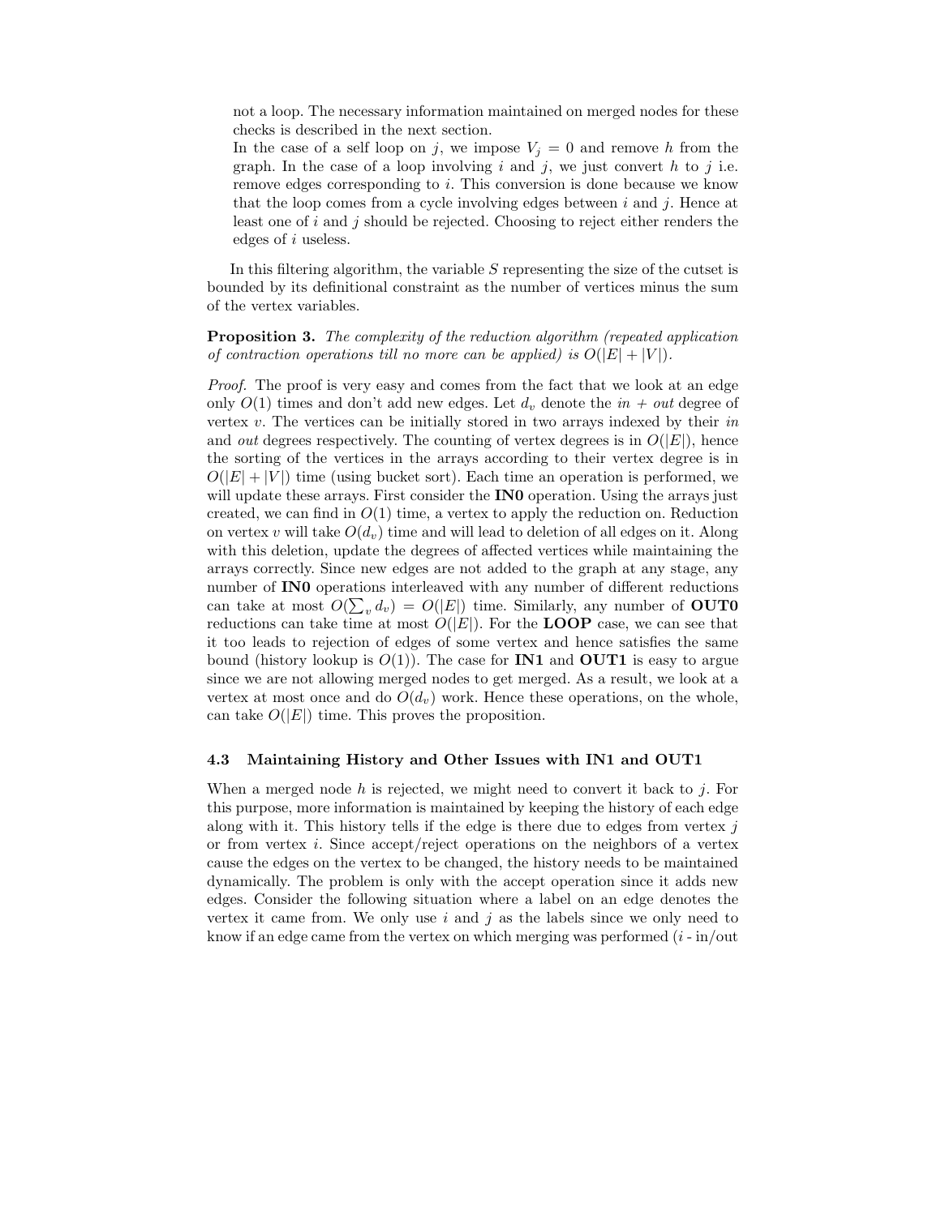not a loop. The necessary information maintained on merged nodes for these checks is described in the next section.
In the case of a self loop on $j$, we impose $V_j = 0$ and remove $h$ from the graph. In the case of a loop involving $i$ and $j$, we just convert $h$ to $j$ i.e. remove edges corresponding to $i$. This conversion is done because we know that the loop comes from a cycle involving edges between $i$ and $j$. Hence at least one of $i$ and $j$ should be rejected. Choosing to reject either renders the edges of $i$ useless.

In this filtering algorithm, the variable $S$ representing the size of the cutset is bounded by its definitional constraint as the number of vertices minus the sum of the vertex variables.

**Proposition 3.** *The complexity of the reduction algorithm (repeated application of contraction operations till no more can be applied) is $O(|E| + |V|)$.*

*Proof.* The proof is very easy and comes from the fact that we look at an edge only $O(1)$ times and don't add new edges. Let $d_v$ denote the *in* + *out* degree of vertex $v$. The vertices can be initially stored in two arrays indexed by their *in* and *out* degrees respectively. The counting of vertex degrees is in $O(|E|)$, hence the sorting of the vertices in the arrays according to their vertex degree is in $O(|E| + |V|)$ time (using bucket sort). Each time an operation is performed, we will update these arrays. First consider the **IN0** operation. Using the arrays just created, we can find in $O(1)$ time, a vertex to apply the reduction on. Reduction on vertex $v$ will take $O(d_v)$ time and will lead to deletion of all edges on it. Along with this deletion, update the degrees of affected vertices while maintaining the arrays correctly. Since new edges are not added to the graph at any stage, any number of **IN0** operations interleaved with any number of different reductions can take at most $O(\sum_v d_v) = O(|E|)$ time. Similarly, any number of **OUT0** reductions can take time at most $O(|E|)$. For the **LOOP** case, we can see that it too leads to rejection of edges of some vertex and hence satisfies the same bound (history lookup is $O(1)$). The case for **IN1** and **OUT1** is easy to argue since we are not allowing merged nodes to get merged. As a result, we look at a vertex at most once and do $O(d_v)$ work. Hence these operations, on the whole, can take $O(|E|)$ time. This proves the proposition.

### 4.3 Maintaining History and Other Issues with IN1 and OUT1

When a merged node $h$ is rejected, we might need to convert it back to $j$. For this purpose, more information is maintained by keeping the history of each edge along with it. This history tells if the edge is there due to edges from vertex $j$ or from vertex $i$. Since accept/reject operations on the neighbors of a vertex cause the edges on the vertex to be changed, the history needs to be maintained dynamically. The problem is only with the accept operation since it adds new edges. Consider the following situation where a label on an edge denotes the vertex it came from. We only use $i$ and $j$ as the labels since we only need to know if an edge came from the vertex on which merging was performed ($i$ - in/out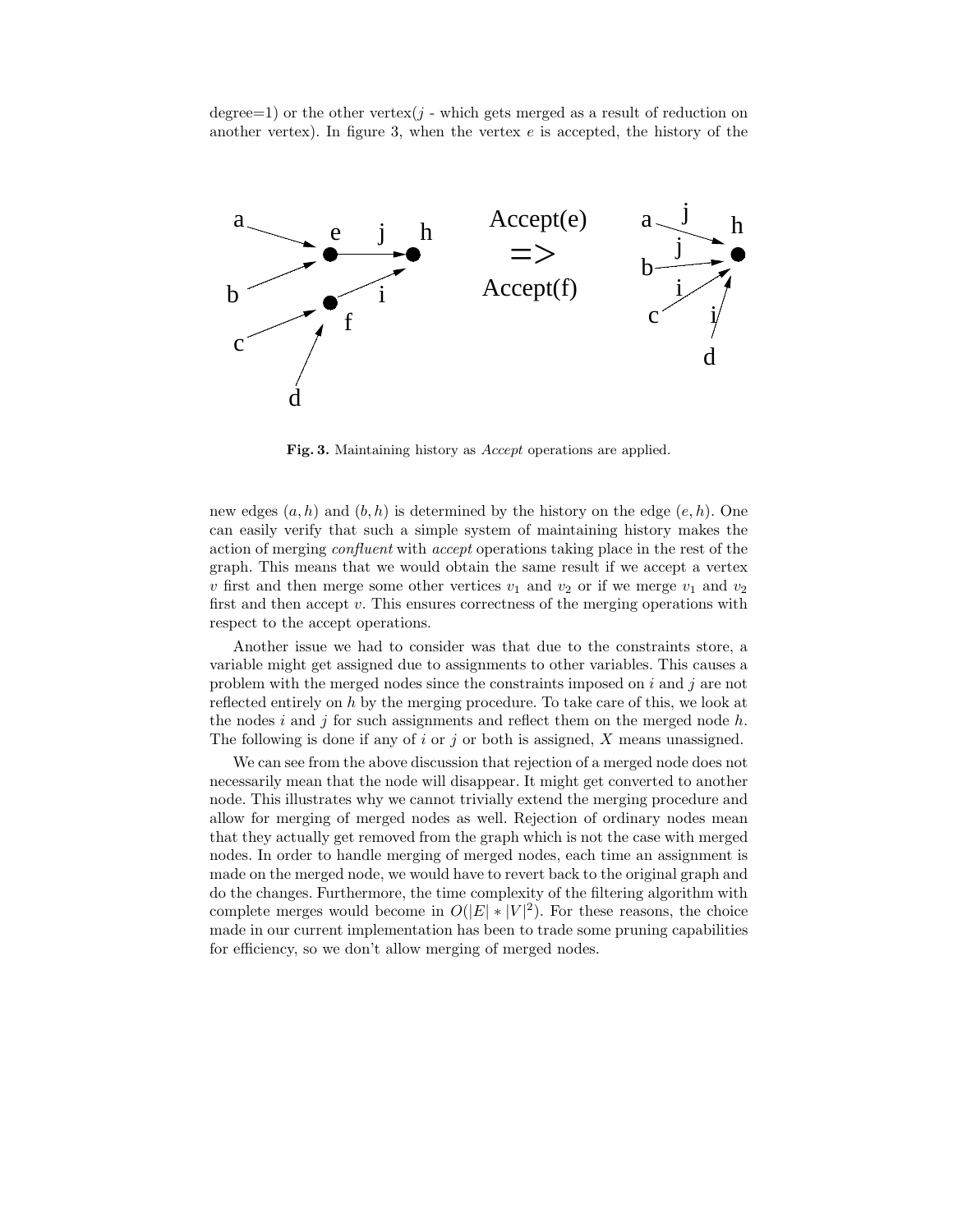degree=1) or the other vertex($j$ - which gets merged as a result of reduction on another vertex). In figure 3, when the vertex $e$ is accepted, the history of the

**Fig. 3.** Maintaining history as *Accept* operations are applied.

new edges $(a, h)$ and $(b, h)$ is determined by the history on the edge $(e, h)$. One can easily verify that such a simple system of maintaining history makes the action of merging *confluent* with *accept* operations taking place in the rest of the graph. This means that we would obtain the same result if we accept a vertex $v$ first and then merge some other vertices $v_1$ and $v_2$ or if we merge $v_1$ and $v_2$ first and then accept $v$. This ensures correctness of the merging operations with respect to the accept operations.

Another issue we had to consider was that due to the constraints store, a variable might get assigned due to assignments to other variables. This causes a problem with the merged nodes since the constraints imposed on $i$ and $j$ are not reflected entirely on $h$ by the merging procedure. To take care of this, we look at the nodes $i$ and $j$ for such assignments and reflect them on the merged node $h$. The following is done if any of $i$ or $j$ or both is assigned, $X$ means unassigned.

We can see from the above discussion that rejection of a merged node does not necessarily mean that the node will disappear. It might get converted to another node. This illustrates why we cannot trivially extend the merging procedure and allow for merging of merged nodes as well. Rejection of ordinary nodes mean that they actually get removed from the graph which is not the case with merged nodes. In order to handle merging of merged nodes, each time an assignment is made on the merged node, we would have to revert back to the original graph and do the changes. Furthermore, the time complexity of the filtering algorithm with complete merges would become in $O(|E| * |V|^2)$. For these reasons, the choice made in our current implementation has been to trade some pruning capabilities for efficiency, so we don't allow merging of merged nodes.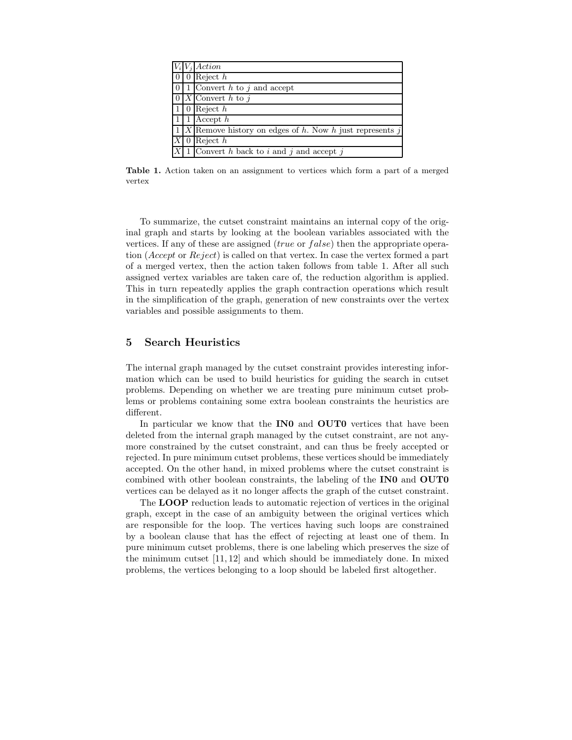| $V_i$ | $V_j$ | *Action* |
|---|---|---|
| 0 | 0 | Reject $h$ |
| 0 | 1 | Convert $h$ to $j$ and accept |
| 0 | $X$ | Convert $h$ to $j$ |
| 1 | 0 | Reject $h$ |
| 1 | 1 | Accept $h$ |
| 1 | $X$ | Remove history on edges of $h$. Now $h$ just represents $j$ |
| $X$ | 0 | Reject $h$ |
| $X$ | 1 | Convert $h$ back to $i$ and $j$ and accept $j$ |

**Table 1.** Action taken on an assignment to vertices which form a part of a merged vertex

To summarize, the cutset constraint maintains an internal copy of the original graph and starts by looking at the boolean variables associated with the vertices. If any of these are assigned (*true* or *false*) then the appropriate operation (*Accept* or *Reject*) is called on that vertex. In case the vertex formed a part of a merged vertex, then the action taken follows from table 1. After all such assigned vertex variables are taken care of, the reduction algorithm is applied. This in turn repeatedly applies the graph contraction operations which result in the simplification of the graph, generation of new constraints over the vertex variables and possible assignments to them.

## 5 Search Heuristics

The internal graph managed by the cutset constraint provides interesting information which can be used to build heuristics for guiding the search in cutset problems. Depending on whether we are treating pure minimum cutset problems or problems containing some extra boolean constraints the heuristics are different.

In particular we know that the **IN0** and **OUT0** vertices that have been deleted from the internal graph managed by the cutset constraint, are not anymore constrained by the cutset constraint, and can thus be freely accepted or rejected. In pure minimum cutset problems, these vertices should be immediately accepted. On the other hand, in mixed problems where the cutset constraint is combined with other boolean constraints, the labeling of the **IN0** and **OUT0** vertices can be delayed as it no longer affects the graph of the cutset constraint.

The **LOOP** reduction leads to automatic rejection of vertices in the original graph, except in the case of an ambiguity between the original vertices which are responsible for the loop. The vertices having such loops are constrained by a boolean clause that has the effect of rejecting at least one of them. In pure minimum cutset problems, there is one labeling which preserves the size of the minimum cutset [11, 12] and which should be immediately done. In mixed problems, the vertices belonging to a loop should be labeled first altogether.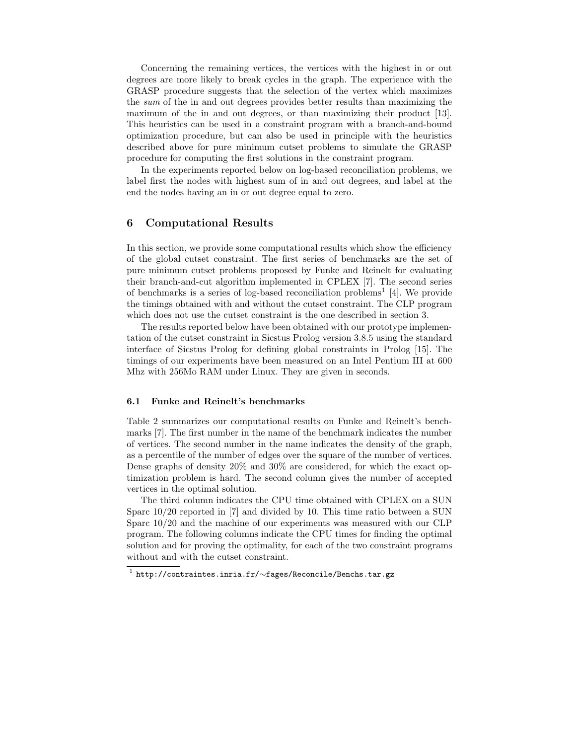Concerning the remaining vertices, the vertices with the highest in or out degrees are more likely to break cycles in the graph. The experience with the GRASP procedure suggests that the selection of the vertex which maximizes the *sum* of the in and out degrees provides better results than maximizing the maximum of the in and out degrees, or than maximizing their product [13]. This heuristics can be used in a constraint program with a branch-and-bound optimization procedure, but can also be used in principle with the heuristics described above for pure minimum cutset problems to simulate the GRASP procedure for computing the first solutions in the constraint program.

In the experiments reported below on log-based reconciliation problems, we label first the nodes with highest sum of in and out degrees, and label at the end the nodes having an in or out degree equal to zero.

## 6 Computational Results

In this section, we provide some computational results which show the efficiency of the global cutset constraint. The first series of benchmarks are the set of pure minimum cutset problems proposed by Funke and Reinelt for evaluating their branch-and-cut algorithm implemented in CPLEX [7]. The second series of benchmarks is a series of log-based reconciliation problems[1] [4]. We provide the timings obtained with and without the cutset constraint. The CLP program which does not use the cutset constraint is the one described in section 3.

The results reported below have been obtained with our prototype implementation of the cutset constraint in Sicstus Prolog version 3.8.5 using the standard interface of Sicstus Prolog for defining global constraints in Prolog [15]. The timings of our experiments have been measured on an Intel Pentium III at 600 Mhz with 256Mo RAM under Linux. They are given in seconds.

### 6.1 Funke and Reinelt's benchmarks

Table 2 summarizes our computational results on Funke and Reinelt's benchmarks [7]. The first number in the name of the benchmark indicates the number of vertices. The second number in the name indicates the density of the graph, as a percentile of the number of edges over the square of the number of vertices. Dense graphs of density 20% and 30% are considered, for which the exact optimization problem is hard. The second column gives the number of accepted vertices in the optimal solution.

The third column indicates the CPU time obtained with CPLEX on a SUN Sparc 10/20 reported in [7] and divided by 10. This time ratio between a SUN Sparc 10/20 and the machine of our experiments was measured with our CLP program. The following columns indicate the CPU times for finding the optimal solution and for proving the optimality, for each of the two constraint programs without and with the cutset constraint.

[1] `http://contraintes.inria.fr/~fages/Reconcile/Benchs.tar.gz`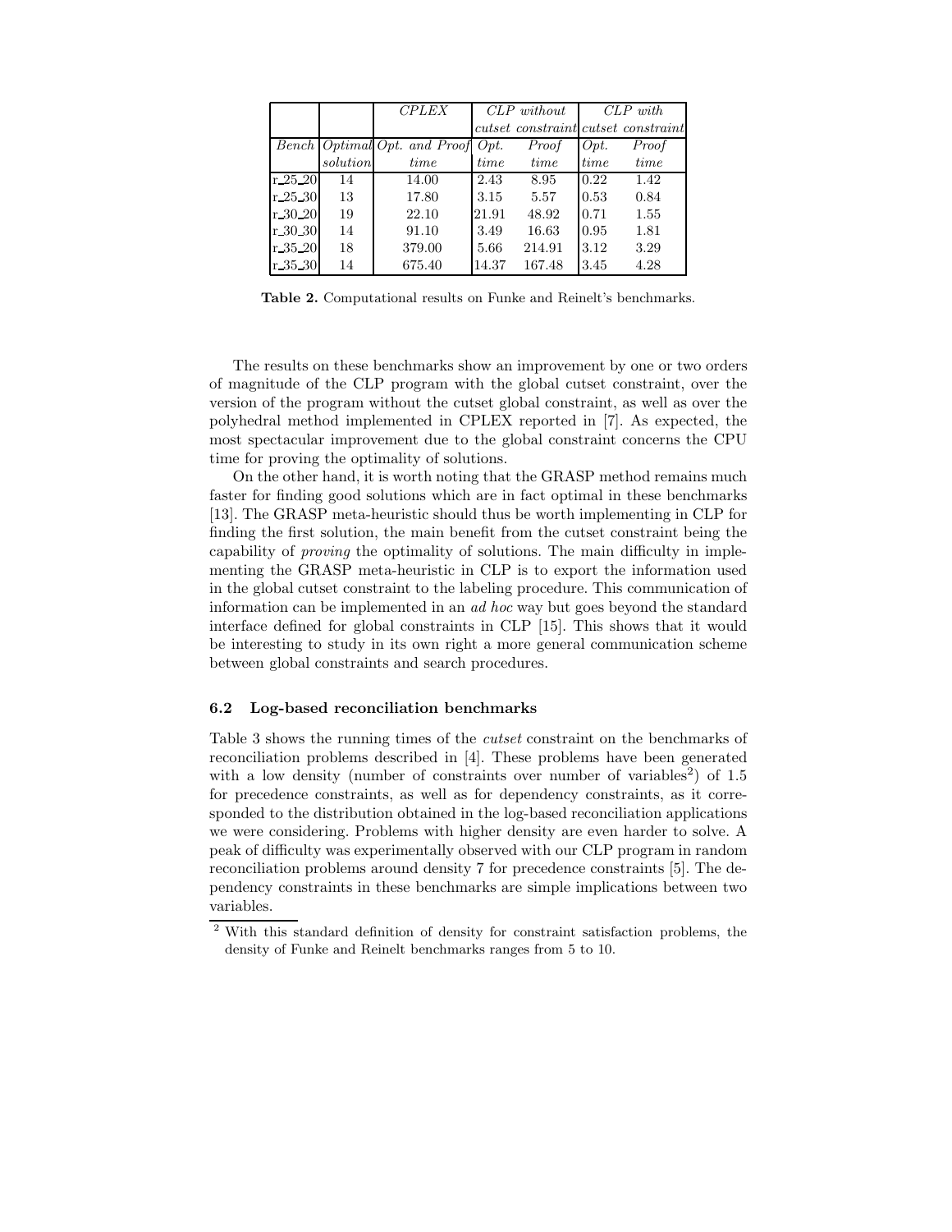| | | *CPLEX* | *CLP without* | | *CLP with* | |
|---|---|---|---|---|---|---|
| | | | *cutset constraint* | | *cutset constraint* | |
| *Bench* | *Optimal solution* | *Opt. and Proof time* | *Opt. time* | *Proof time* | *Opt. time* | *Proof time* |
| r_25_20 | 14 | 14.00 | 2.43 | 8.95 | 0.22 | 1.42 |
| r_25_30 | 13 | 17.80 | 3.15 | 5.57 | 0.53 | 0.84 |
| r_30_20 | 19 | 22.10 | 21.91 | 48.92 | 0.71 | 1.55 |
| r_30_30 | 14 | 91.10 | 3.49 | 16.63 | 0.95 | 1.81 |
| r_35_20 | 18 | 379.00 | 5.66 | 214.91 | 3.12 | 3.29 |
| r_35_30 | 14 | 675.40 | 14.37 | 167.48 | 3.45 | 4.28 |

**Table 2.** Computational results on Funke and Reinelt's benchmarks.

The results on these benchmarks show an improvement by one or two orders of magnitude of the CLP program with the global cutset constraint, over the version of the program without the cutset global constraint, as well as over the polyhedral method implemented in CPLEX reported in [7]. As expected, the most spectacular improvement due to the global constraint concerns the CPU time for proving the optimality of solutions.

On the other hand, it is worth noting that the GRASP method remains much faster for finding good solutions which are in fact optimal in these benchmarks [13]. The GRASP meta-heuristic should thus be worth implementing in CLP for finding the first solution, the main benefit from the cutset constraint being the capability of *proving* the optimality of solutions. The main difficulty in implementing the GRASP meta-heuristic in CLP is to export the information used in the global cutset constraint to the labeling procedure. This communication of information can be implemented in an *ad hoc* way but goes beyond the standard interface defined for global constraints in CLP [15]. This shows that it would be interesting to study in its own right a more general communication scheme between global constraints and search procedures.

### 6.2 Log-based reconciliation benchmarks

Table 3 shows the running times of the *cutset* constraint on the benchmarks of reconciliation problems described in [4]. These problems have been generated with a low density (number of constraints over number of variables[2]) of 1.5 for precedence constraints, as well as for dependency constraints, as it corresponded to the distribution obtained in the log-based reconciliation applications we were considering. Problems with higher density are even harder to solve. A peak of difficulty was experimentally observed with our CLP program in random reconciliation problems around density 7 for precedence constraints [5]. The dependency constraints in these benchmarks are simple implications between two variables.

[2] With this standard definition of density for constraint satisfaction problems, the density of Funke and Reinelt benchmarks ranges from 5 to 10.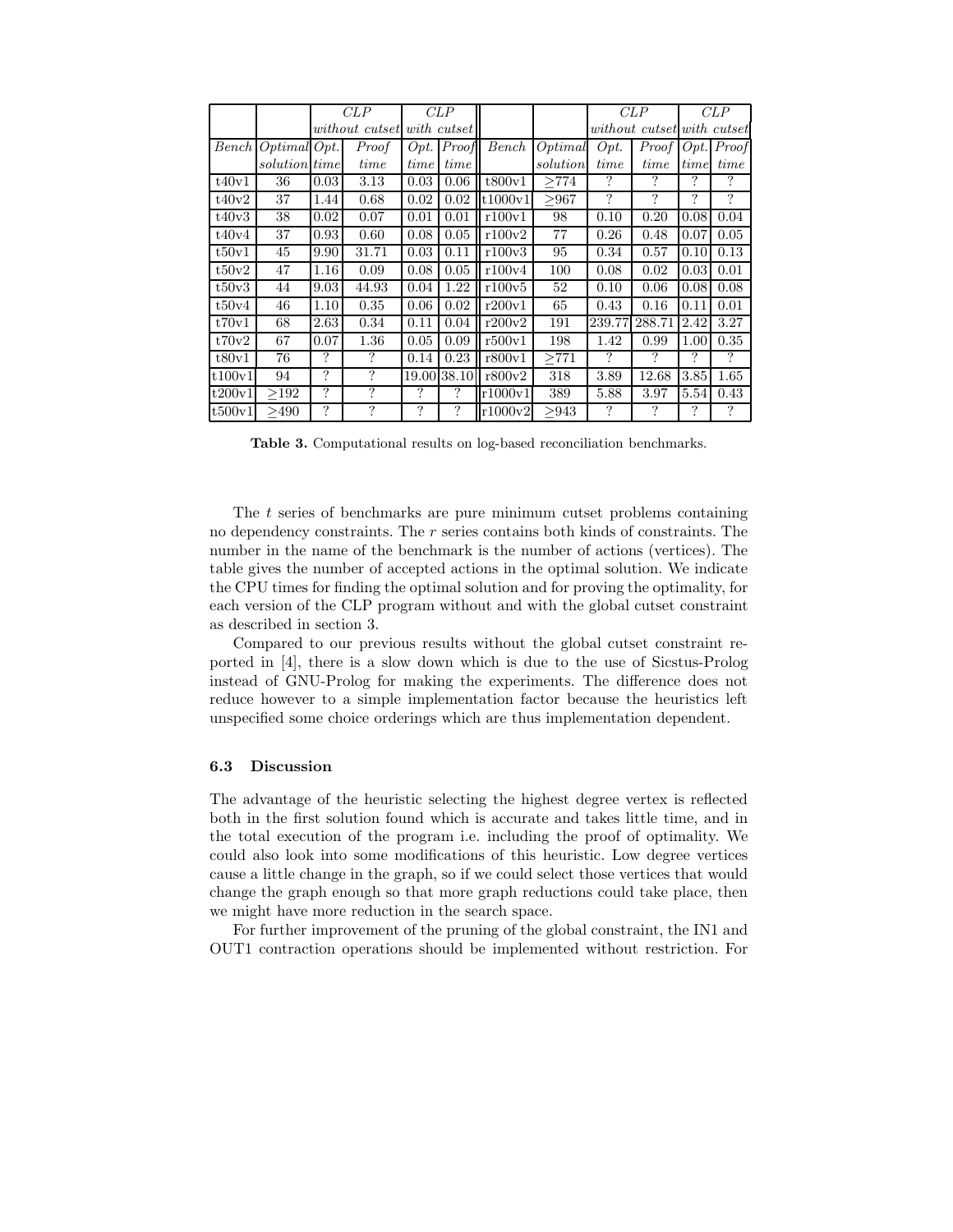| | | *CLP* | | *CLP* | | | | *CLP* | | *CLP* | |
|---|---|---|---|---|---|---|---|---|---|---|---|
| | | *without cutset* | | *with cutset* | | | | *without cutset* | | *with cutset* | |
| *Bench* | *Optimal solution* | *Opt. time* | *Proof time* | *Opt. time* | *Proof time* | *Bench* | *Optimal solution* | *Opt. time* | *Proof time* | *Opt. time* | *Proof time* |
| t40v1 | 36 | 0.03 | 3.13 | 0.03 | 0.06 | t800v1 | ≥774 | ? | ? | ? | ? |
| t40v2 | 37 | 1.44 | 0.68 | 0.02 | 0.02 | t1000v1 | ≥967 | ? | ? | ? | ? |
| t40v3 | 38 | 0.02 | 0.07 | 0.01 | 0.01 | r100v1 | 98 | 0.10 | 0.20 | 0.08 | 0.04 |
| t40v4 | 37 | 0.93 | 0.60 | 0.08 | 0.05 | r100v2 | 77 | 0.26 | 0.48 | 0.07 | 0.05 |
| t50v1 | 45 | 9.90 | 31.71 | 0.03 | 0.11 | r100v3 | 95 | 0.34 | 0.57 | 0.10 | 0.13 |
| t50v2 | 47 | 1.16 | 0.09 | 0.08 | 0.05 | r100v4 | 100 | 0.08 | 0.02 | 0.03 | 0.01 |
| t50v3 | 44 | 9.03 | 44.93 | 0.04 | 1.22 | r100v5 | 52 | 0.10 | 0.06 | 0.08 | 0.08 |
| t50v4 | 46 | 1.10 | 0.35 | 0.06 | 0.02 | r200v1 | 65 | 0.43 | 0.16 | 0.11 | 0.01 |
| t70v1 | 68 | 2.63 | 0.34 | 0.11 | 0.04 | r200v2 | 191 | 239.77 | 288.71 | 2.42 | 3.27 |
| t70v2 | 67 | 0.07 | 1.36 | 0.05 | 0.09 | r500v1 | 198 | 1.42 | 0.99 | 1.00 | 0.35 |
| t80v1 | 76 | ? | ? | 0.14 | 0.23 | r800v1 | ≥771 | ? | ? | ? | ? |
| t100v1 | 94 | ? | ? | 19.00 | 38.10 | r800v2 | 318 | 3.89 | 12.68 | 3.85 | 1.65 |
| t200v1 | ≥192 | ? | ? | ? | ? | r1000v1 | 389 | 5.88 | 3.97 | 5.54 | 0.43 |
| t500v1 | ≥490 | ? | ? | ? | ? | r1000v2 | ≥943 | ? | ? | ? | ? |

**Table 3.** Computational results on log-based reconciliation benchmarks.

The $t$ series of benchmarks are pure minimum cutset problems containing no dependency constraints. The $r$ series contains both kinds of constraints. The number in the name of the benchmark is the number of actions (vertices). The table gives the number of accepted actions in the optimal solution. We indicate the CPU times for finding the optimal solution and for proving the optimality, for each version of the CLP program without and with the global cutset constraint as described in section 3.

Compared to our previous results without the global cutset constraint reported in [4], there is a slow down which is due to the use of Sicstus-Prolog instead of GNU-Prolog for making the experiments. The difference does not reduce however to a simple implementation factor because the heuristics left unspecified some choice orderings which are thus implementation dependent.

### 6.3 Discussion

The advantage of the heuristic selecting the highest degree vertex is reflected both in the first solution found which is accurate and takes little time, and in the total execution of the program i.e. including the proof of optimality. We could also look into some modifications of this heuristic. Low degree vertices cause a little change in the graph, so if we could select those vertices that would change the graph enough so that more graph reductions could take place, then we might have more reduction in the search space.

For further improvement of the pruning of the global constraint, the IN1 and OUT1 contraction operations should be implemented without restriction. For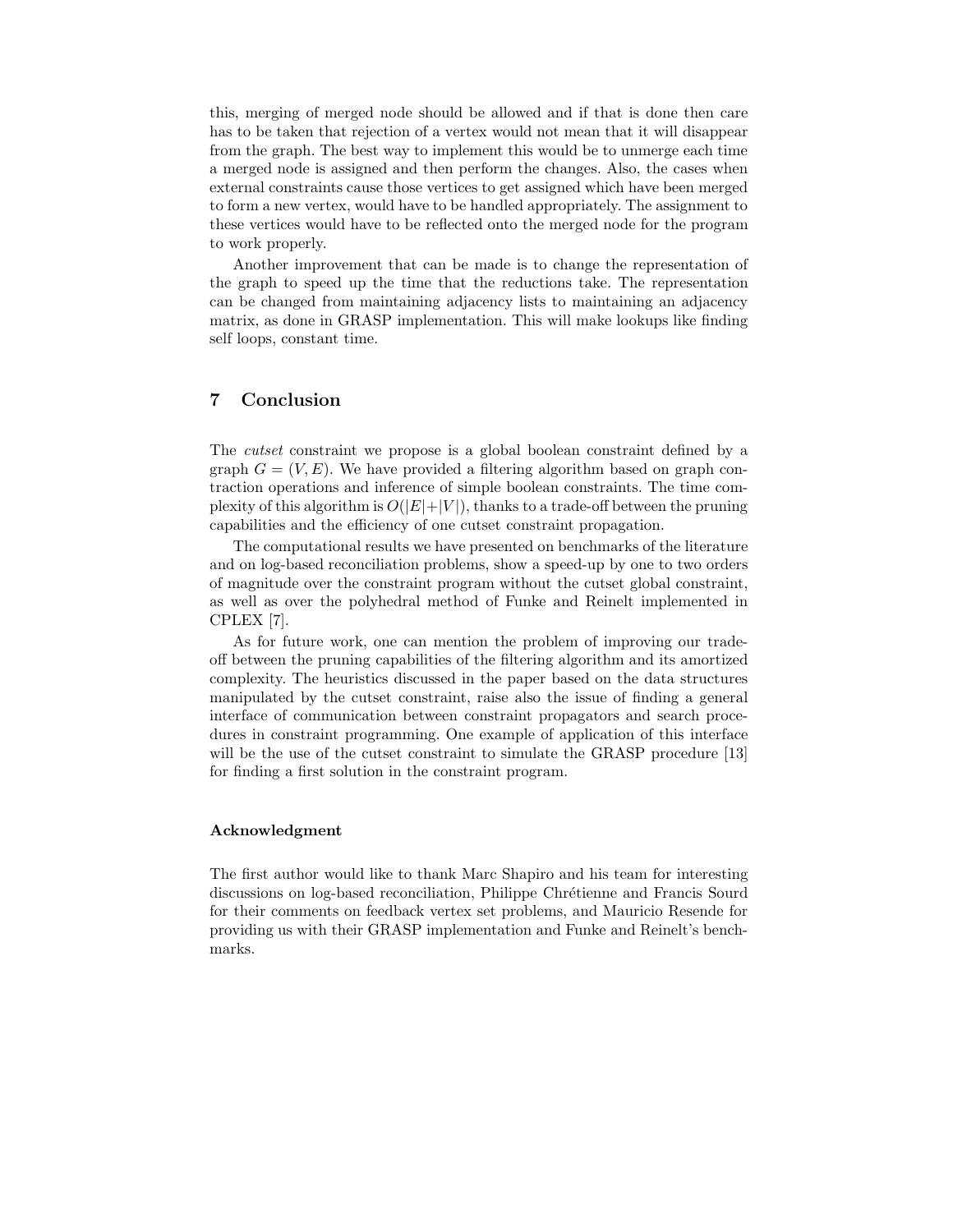this, merging of merged node should be allowed and if that is done then care has to be taken that rejection of a vertex would not mean that it will disappear from the graph. The best way to implement this would be to unmerge each time a merged node is assigned and then perform the changes. Also, the cases when external constraints cause those vertices to get assigned which have been merged to form a new vertex, would have to be handled appropriately. The assignment to these vertices would have to be reflected onto the merged node for the program to work properly.

Another improvement that can be made is to change the representation of the graph to speed up the time that the reductions take. The representation can be changed from maintaining adjacency lists to maintaining an adjacency matrix, as done in GRASP implementation. This will make lookups like finding self loops, constant time.

## 7 Conclusion

The *cutset* constraint we propose is a global boolean constraint defined by a graph $G = (V, E)$. We have provided a filtering algorithm based on graph contraction operations and inference of simple boolean constraints. The time complexity of this algorithm is $O(|E|+|V|)$, thanks to a trade-off between the pruning capabilities and the efficiency of one cutset constraint propagation.

The computational results we have presented on benchmarks of the literature and on log-based reconciliation problems, show a speed-up by one to two orders of magnitude over the constraint program without the cutset global constraint, as well as over the polyhedral method of Funke and Reinelt implemented in CPLEX [7].

As for future work, one can mention the problem of improving our trade-off between the pruning capabilities of the filtering algorithm and its amortized complexity. The heuristics discussed in the paper based on the data structures manipulated by the cutset constraint, raise also the issue of finding a general interface of communication between constraint propagators and search procedures in constraint programming. One example of application of this interface will be the use of the cutset constraint to simulate the GRASP procedure [13] for finding a first solution in the constraint program.

#### Acknowledgment

The first author would like to thank Marc Shapiro and his team for interesting discussions on log-based reconciliation, Philippe Chrétienne and Francis Sourd for their comments on feedback vertex set problems, and Mauricio Resende for providing us with their GRASP implementation and Funke and Reinelt's benchmarks.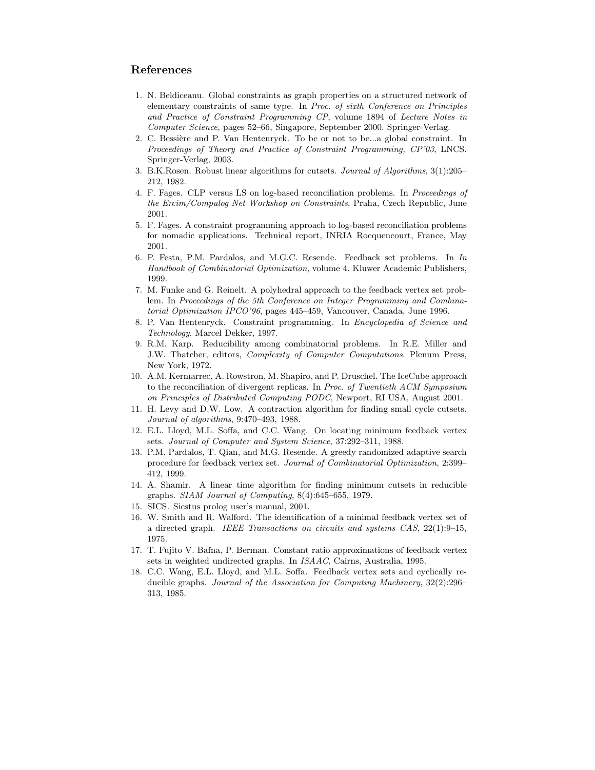## References

1. N. Beldiceanu. Global constraints as graph properties on a structured network of elementary constraints of same type. In *Proc. of sixth Conference on Principles and Practice of Constraint Programming CP*, volume 1894 of *Lecture Notes in Computer Science*, pages 52–66, Singapore, September 2000. Springer-Verlag.
2. C. Bessière and P. Van Hentenryck. To be or not to be...a global constraint. In *Proceedings of Theory and Practice of Constraint Programming, CP'03*, LNCS. Springer-Verlag, 2003.
3. B.K.Rosen. Robust linear algorithms for cutsets. *Journal of Algorithms*, 3(1):205–212, 1982.
4. F. Fages. CLP versus LS on log-based reconciliation problems. In *Proceedings of the Ercim/Compulog Net Workshop on Constraints*, Praha, Czech Republic, June 2001.
5. F. Fages. A constraint programming approach to log-based reconciliation problems for nomadic applications. Technical report, INRIA Rocquencourt, France, May 2001.
6. P. Festa, P.M. Pardalos, and M.G.C. Resende. Feedback set problems. In *In Handbook of Combinatorial Optimization*, volume 4. Kluwer Academic Publishers, 1999.
7. M. Funke and G. Reinelt. A polyhedral approach to the feedback vertex set problem. In *Proceedings of the 5th Conference on Integer Programming and Combinatorial Optimization IPCO'96*, pages 445–459, Vancouver, Canada, June 1996.
8. P. Van Hentenryck. Constraint programming. In *Encyclopedia of Science and Technology*. Marcel Dekker, 1997.
9. R.M. Karp. Reducibility among combinatorial problems. In R.E. Miller and J.W. Thatcher, editors, *Complexity of Computer Computations*. Plenum Press, New York, 1972.
10. A.M. Kermarrec, A. Rowstron, M. Shapiro, and P. Druschel. The IceCube approach to the reconciliation of divergent replicas. In *Proc. of Twentieth ACM Symposium on Principles of Distributed Computing PODC*, Newport, RI USA, August 2001.
11. H. Levy and D.W. Low. A contraction algorithm for finding small cycle cutsets. *Journal of algorithms*, 9:470–493, 1988.
12. E.L. Lloyd, M.L. Soffa, and C.C. Wang. On locating minimum feedback vertex sets. *Journal of Computer and System Science*, 37:292–311, 1988.
13. P.M. Pardalos, T. Qian, and M.G. Resende. A greedy randomized adaptive search procedure for feedback vertex set. *Journal of Combinatorial Optimization*, 2:399–412, 1999.
14. A. Shamir. A linear time algorithm for finding minimum cutsets in reducible graphs. *SIAM Journal of Computing*, 8(4):645–655, 1979.
15. SICS. Sicstus prolog user's manual, 2001.
16. W. Smith and R. Walford. The identification of a minimal feedback vertex set of a directed graph. *IEEE Transactions on circuits and systems CAS*, 22(1):9–15, 1975.
17. T. Fujito V. Bafna, P. Berman. Constant ratio approximations of feedback vertex sets in weighted undirected graphs. In *ISAAC*, Cairns, Australia, 1995.
18. C.C. Wang, E.L. Lloyd, and M.L. Soffa. Feedback vertex sets and cyclically reducible graphs. *Journal of the Association for Computing Machinery*, 32(2):296–313, 1985.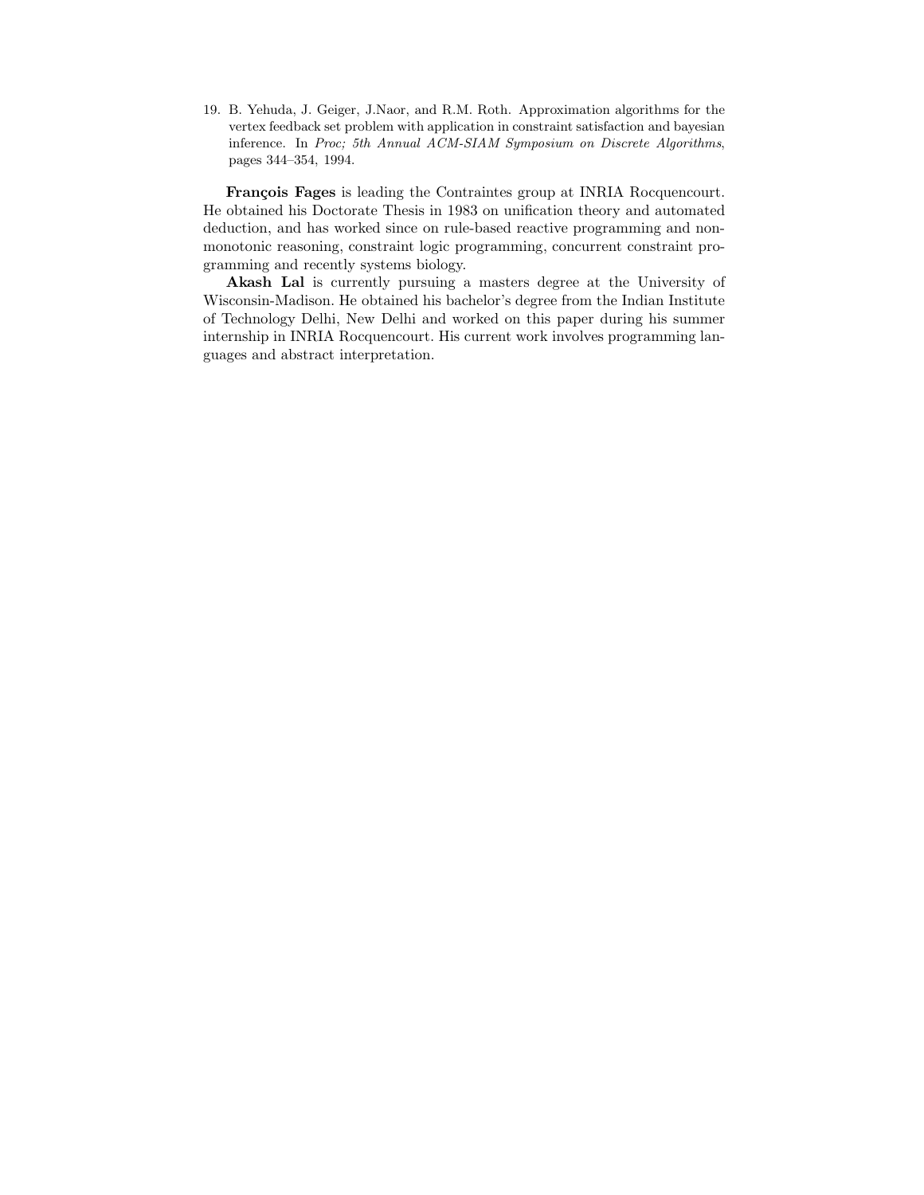19. B. Yehuda, J. Geiger, J.Naor, and R.M. Roth. Approximation algorithms for the vertex feedback set problem with application in constraint satisfaction and bayesian inference. In *Proc; 5th Annual ACM-SIAM Symposium on Discrete Algorithms*, pages 344–354, 1994.

**François Fages** is leading the Contraintes group at INRIA Rocquencourt. He obtained his Doctorate Thesis in 1983 on unification theory and automated deduction, and has worked since on rule-based reactive programming and non-monotonic reasoning, constraint logic programming, concurrent constraint programming and recently systems biology.

**Akash Lal** is currently pursuing a masters degree at the University of Wisconsin-Madison. He obtained his bachelor's degree from the Indian Institute of Technology Delhi, New Delhi and worked on this paper during his summer internship in INRIA Rocquencourt. His current work involves programming languages and abstract interpretation.